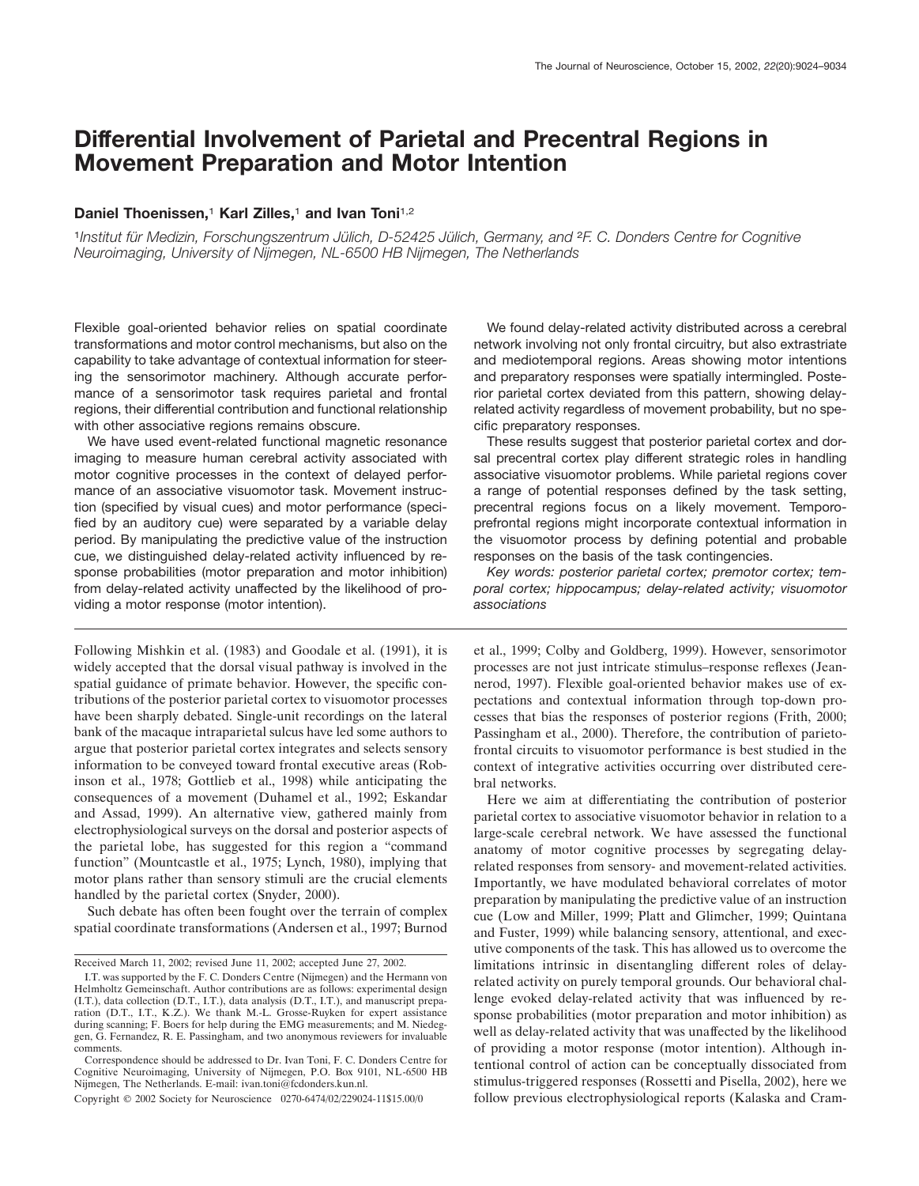# Differential Involvement of Parietal and Precentral Regions in Movement Preparation and Motor Intention

**Daniel Thoenissen,[1] Karl Zilles,[1] and Ivan Toni[1,2]**

[1]*Institut für Medizin, Forschungszentrum Jülich, D-52425 Jülich, Germany, and* [2]*F. C. Donders Centre for Cognitive Neuroimaging, University of Nijmegen, NL-6500 HB Nijmegen, The Netherlands*

Flexible goal-oriented behavior relies on spatial coordinate transformations and motor control mechanisms, but also on the capability to take advantage of contextual information for steering the sensorimotor machinery. Although accurate performance of a sensorimotor task requires parietal and frontal regions, their differential contribution and functional relationship with other associative regions remains obscure.

We have used event-related functional magnetic resonance imaging to measure human cerebral activity associated with motor cognitive processes in the context of delayed performance of an associative visuomotor task. Movement instruction (specified by visual cues) and motor performance (specified by an auditory cue) were separated by a variable delay period. By manipulating the predictive value of the instruction cue, we distinguished delay-related activity influenced by response probabilities (motor preparation and motor inhibition) from delay-related activity unaffected by the likelihood of providing a motor response (motor intention).

We found delay-related activity distributed across a cerebral network involving not only frontal circuitry, but also extrastriate and mediotemporal regions. Areas showing motor intentions and preparatory responses were spatially intermingled. Posterior parietal cortex deviated from this pattern, showing delay-related activity regardless of movement probability, but no specific preparatory responses.

These results suggest that posterior parietal cortex and dorsal precentral cortex play different strategic roles in handling associative visuomotor problems. While parietal regions cover a range of potential responses defined by the task setting, precentral regions focus on a likely movement. Temporo-prefrontal regions might incorporate contextual information in the visuomotor process by defining potential and probable responses on the basis of the task contingencies.

*Key words: posterior parietal cortex; premotor cortex; temporal cortex; hippocampus; delay-related activity; visuomotor associations*

Following Mishkin et al. (1983) and Goodale et al. (1991), it is widely accepted that the dorsal visual pathway is involved in the spatial guidance of primate behavior. However, the specific contributions of the posterior parietal cortex to visuomotor processes have been sharply debated. Single-unit recordings on the lateral bank of the macaque intraparietal sulcus have led some authors to argue that posterior parietal cortex integrates and selects sensory information to be conveyed toward frontal executive areas (Robinson et al., 1978; Gottlieb et al., 1998) while anticipating the consequences of a movement (Duhamel et al., 1992; Eskandar and Assad, 1999). An alternative view, gathered mainly from electrophysiological surveys on the dorsal and posterior aspects of the parietal lobe, has suggested for this region a "command function" (Mountcastle et al., 1975; Lynch, 1980), implying that motor plans rather than sensory stimuli are the crucial elements handled by the parietal cortex (Snyder, 2000).

Such debate has often been fought over the terrain of complex spatial coordinate transformations (Andersen et al., 1997; Burnod et al., 1999; Colby and Goldberg, 1999). However, sensorimotor processes are not just intricate stimulus–response reflexes (Jeannerod, 1997). Flexible goal-oriented behavior makes use of expectations and contextual information through top-down processes that bias the responses of posterior regions (Frith, 2000; Passingham et al., 2000). Therefore, the contribution of parieto-frontal circuits to visuomotor performance is best studied in the context of integrative activities occurring over distributed cerebral networks.

Here we aim at differentiating the contribution of posterior parietal cortex to associative visuomotor behavior in relation to a large-scale cerebral network. We have assessed the functional anatomy of motor cognitive processes by segregating delay-related responses from sensory- and movement-related activities. Importantly, we have modulated behavioral correlates of motor preparation by manipulating the predictive value of an instruction cue (Low and Miller, 1999; Platt and Glimcher, 1999; Quintana and Fuster, 1999) while balancing sensory, attentional, and executive components of the task. This has allowed us to overcome the limitations intrinsic in disentangling different roles of delay-related activity on purely temporal grounds. Our behavioral challenge evoked delay-related activity that was influenced by response probabilities (motor preparation and motor inhibition) as well as delay-related activity that was unaffected by the likelihood of providing a motor response (motor intention). Although intentional control of action can be conceptually dissociated from stimulus-triggered responses (Rossetti and Pisella, 2002), here we follow previous electrophysiological reports (Kalaska and Cram-

Received March 11, 2002; revised June 11, 2002; accepted June 27, 2002.

I.T. was supported by the F. C. Donders Centre (Nijmegen) and the Hermann von Helmholtz Gemeinschaft. Author contributions are as follows: experimental design (I.T.), data collection (D.T., I.T.), data analysis (D.T., I.T.), and manuscript preparation (D.T., I.T., K.Z.). We thank M.-L. Grosse-Ruyken for expert assistance during scanning; F. Boers for help during the EMG measurements; and M. Niedeggen, G. Fernandez, R. E. Passingham, and two anonymous reviewers for invaluable comments.

Correspondence should be addressed to Dr. Ivan Toni, F. C. Donders Centre for Cognitive Neuroimaging, University of Nijmegen, P.O. Box 9101, NL-6500 HB Nijmegen, The Netherlands. E-mail: ivan.toni@fcdonders.kun.nl.

Copyright © 2002 Society for Neuroscience 0270-6474/02/229024-11$15.00/0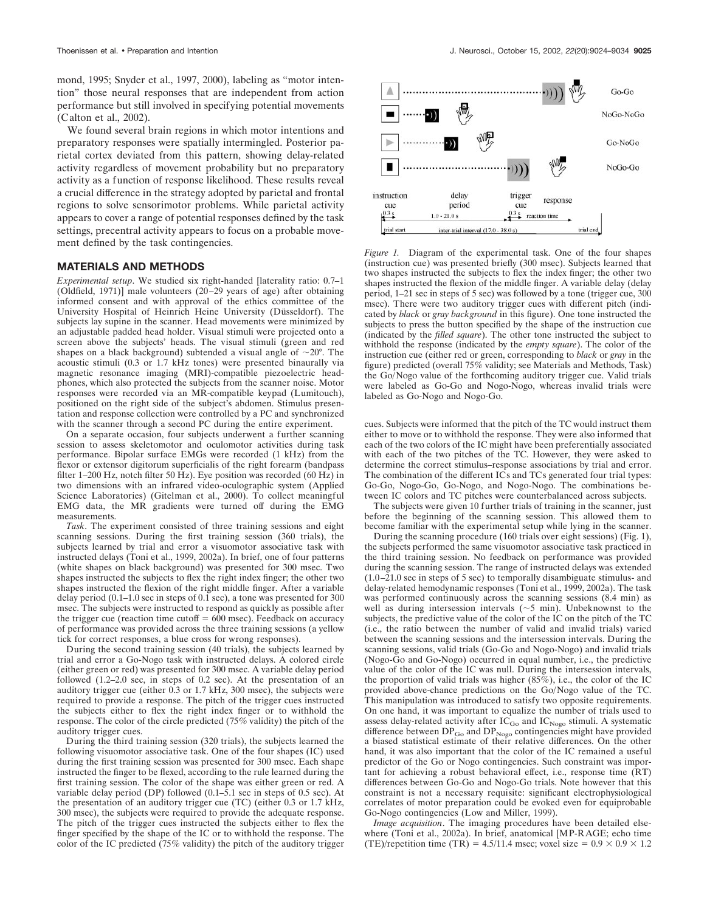mond, 1995; Snyder et al., 1997, 2000), labeling as "motor intention" those neural responses that are independent from action performance but still involved in specifying potential movements (Calton et al., 2002).

We found several brain regions in which motor intentions and preparatory responses were spatially intermingled. Posterior parietal cortex deviated from this pattern, showing delay-related activity regardless of movement probability but no preparatory activity as a function of response likelihood. These results reveal a crucial difference in the strategy adopted by parietal and frontal regions to solve sensorimotor problems. While parietal activity appears to cover a range of potential responses defined by the task settings, precentral activity appears to focus on a probable movement defined by the task contingencies.

## MATERIALS AND METHODS

*Experimental setup*. We studied six right-handed [laterality ratio: 0.7–1 (Oldfield, 1971)] male volunteers (20–29 years of age) after obtaining informed consent and with approval of the ethics committee of the University Hospital of Heinrich Heine University (Düsseldorf). The subjects lay supine in the scanner. Head movements were minimized by an adjustable padded head holder. Visual stimuli were projected onto a screen above the subjects' heads. The visual stimuli (green and red shapes on a black background) subtended a visual angle of ~20°. The acoustic stimuli (0.3 or 1.7 kHz tones) were presented binaurally via magnetic resonance imaging (MRI)-compatible piezoelectric headphones, which also protected the subjects from the scanner noise. Motor responses were recorded via an MR-compatible keypad (Lumitouch), positioned on the right side of the subject's abdomen. Stimulus presentation and response collection were controlled by a PC and synchronized with the scanner through a second PC during the entire experiment.

On a separate occasion, four subjects underwent a further scanning session to assess skeletomotor and oculomotor activities during task performance. Bipolar surface EMGs were recorded (1 kHz) from the flexor or extensor digitorum superficialis of the right forearm (bandpass filter 1–200 Hz, notch filter 50 Hz). Eye position was recorded (60 Hz) in two dimensions with an infrared video-oculographic system (Applied Science Laboratories) (Gitelman et al., 2000). To collect meaningful EMG data, the MR gradients were turned off during the EMG measurements.

*Task*. The experiment consisted of three training sessions and eight scanning sessions. During the first training session (360 trials), the subjects learned by trial and error a visuomotor associative task with instructed delays (Toni et al., 1999, 2002a). In brief, one of four patterns (white shapes on black background) was presented for 300 msec. Two shapes instructed the subjects to flex the right index finger; the other two shapes instructed the flexion of the right middle finger. After a variable delay period (0.1–1.0 sec in steps of 0.1 sec), a tone was presented for 300 msec. The subjects were instructed to respond as quickly as possible after the trigger cue (reaction time cutoff = 600 msec). Feedback on accuracy of performance was provided across the three training sessions (a yellow tick for correct responses, a blue cross for wrong responses).

During the second training session (40 trials), the subjects learned by trial and error a Go-Nogo task with instructed delays. A colored circle (either green or red) was presented for 300 msec. A variable delay period followed (1.2–2.0 sec, in steps of 0.2 sec). At the presentation of an auditory trigger cue (either 0.3 or 1.7 kHz, 300 msec), the subjects were required to provide a response. The pitch of the trigger cues instructed the subjects either to flex the right index finger or to withhold the response. The color of the circle predicted (75% validity) the pitch of the auditory trigger cues.

During the third training session (320 trials), the subjects learned the following visuomotor associative task. One of the four shapes (IC) used during the first training session was presented for 300 msec. Each shape instructed the finger to be flexed, according to the rule learned during the first training session. The color of the shape was either green or red. A variable delay period (DP) followed (0.1–5.1 sec in steps of 0.5 sec). At the presentation of an auditory trigger cue (TC) (either 0.3 or 1.7 kHz, 300 msec), the subjects were required to provide the adequate response. The pitch of the trigger cues instructed the subjects either to flex the finger specified by the shape of the IC or to withhold the response. The color of the IC predicted (75% validity) the pitch of the auditory trigger cues. Subjects were informed that the pitch of the TC would instruct them either to move or to withhold the response. They were also informed that each of the two colors of the IC might have been preferentially associated with each of the two pitches of the TC. However, they were asked to determine the correct stimulus–response associations by trial and error. The combination of the different ICs and TCs generated four trial types: Go-Go, Nogo-Go, Go-Nogo, and Nogo-Nogo. The combinations between IC colors and TC pitches were counterbalanced across subjects.

*Figure 1.* Diagram of the experimental task. One of the four shapes (instruction cue) was presented briefly (300 msec). Subjects learned that two shapes instructed the subjects to flex the index finger; the other two shapes instructed the flexion of the middle finger. A variable delay (delay period, 1–21 sec in steps of 5 sec) was followed by a tone (trigger cue, 300 msec). There were two auditory trigger cues with different pitch (indicated by *black* or *gray background* in this figure). One tone instructed the subjects to press the button specified by the shape of the instruction cue (indicated by the *filled square*). The other tone instructed the subject to withhold the response (indicated by the *empty square*). The color of the instruction cue (either red or green, corresponding to *black* or *gray* in the figure) predicted (overall 75% validity; see Materials and Methods, Task) the Go/Nogo value of the forthcoming auditory trigger cue. Valid trials were labeled as Go-Go and Nogo-Nogo, whereas invalid trials were labeled as Go-Nogo and Nogo-Go.

The subjects were given 10 further trials of training in the scanner, just before the beginning of the scanning session. This allowed them to become familiar with the experimental setup while lying in the scanner.

During the scanning procedure (160 trials over eight sessions) (Fig. 1), the subjects performed the same visuomotor associative task practiced in the third training session. No feedback on performance was provided during the scanning session. The range of instructed delays was extended (1.0–21.0 sec in steps of 5 sec) to temporally disambiguate stimulus- and delay-related hemodynamic responses (Toni et al., 1999, 2002a). The task was performed continuously across the scanning sessions (8.4 min) as well as during intersession intervals (~5 min). Unbeknownst to the subjects, the predictive value of the color of the IC on the pitch of the TC (i.e., the ratio between the number of valid and invalid trials) varied between the scanning sessions and the intersession intervals. During the scanning sessions, valid trials (Go-Go and Nogo-Nogo) and invalid trials (Nogo-Go and Go-Nogo) occurred in equal number, i.e., the predictive value of the color of the IC was null. During the intersession intervals, the proportion of valid trials was higher (85%), i.e., the color of the IC provided above-chance predictions on the Go/Nogo value of the TC. This manipulation was introduced to satisfy two opposite requirements. On one hand, it was important to equalize the number of trials used to assess delay-related activity after $IC_{Go}$ and $IC_{Nogo}$ stimuli. A systematic difference between $DP_{Go}$ and $DP_{Nogo}$ contingencies might have provided a biased statistical estimate of their relative differences. On the other hand, it was also important that the color of the IC remained a useful predictor of the Go or Nogo contingencies. Such constraint was important for achieving a robust behavioral effect, i.e., response time (RT) differences between Go-Go and Nogo-Go trials. Note however that this constraint is not a necessary requisite: significant electrophysiological correlates of motor preparation could be evoked even for equiprobable Go-Nogo contingencies (Low and Miller, 1999).

*Image acquisition*. The imaging procedures have been detailed elsewhere (Toni et al., 2002a). In brief, anatomical [MP-RAGE; echo time (TE)/repetition time (TR) = 4.5/11.4 msec; voxel size = 0.9 × 0.9 × 1.2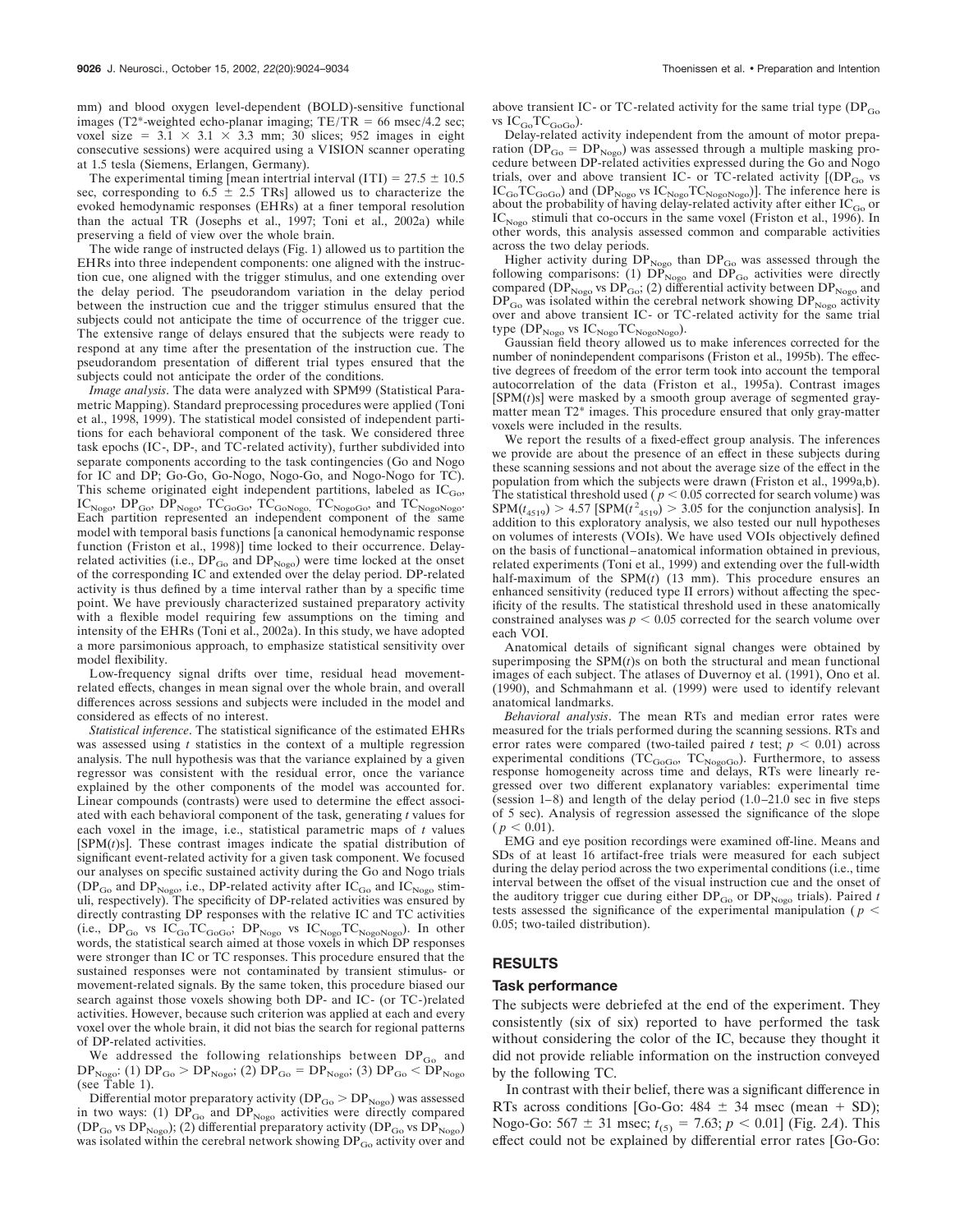mm) and blood oxygen level-dependent (BOLD)-sensitive functional images (T2*-weighted echo-planar imaging; TE/TR = 66 msec/4.2 sec; voxel size = 3.1 × 3.1 × 3.3 mm; 30 slices; 952 images in eight consecutive sessions) were acquired using a VISION scanner operating at 1.5 tesla (Siemens, Erlangen, Germany).

The experimental timing [mean intertrial interval (ITI) = 27.5 ± 10.5 sec, corresponding to 6.5 ± 2.5 TRs] allowed us to characterize the evoked hemodynamic responses (EHRs) at a finer temporal resolution than the actual TR (Josephs et al., 1997; Toni et al., 2002a) while preserving a field of view over the whole brain.

The wide range of instructed delays (Fig. 1) allowed us to partition the EHRs into three independent components: one aligned with the instruction cue, one aligned with the trigger stimulus, and one extending over the delay period. The pseudorandom variation in the delay period between the instruction cue and the trigger stimulus ensured that the subjects could not anticipate the time of occurrence of the trigger cue. The extensive range of delays ensured that the subjects were ready to respond at any time after the presentation of the instruction cue. The pseudorandom presentation of different trial types ensured that the subjects could not anticipate the order of the conditions.

*Image analysis*. The data were analyzed with SPM99 (Statistical Parametric Mapping). Standard preprocessing procedures were applied (Toni et al., 1998, 1999). The statistical model consisted of independent partitions for each behavioral component of the task. We considered three task epochs (IC-, DP-, and TC-related activity), further subdivided into separate components according to the task contingencies (Go and Nogo for IC and DP; Go-Go, Go-Nogo, Nogo-Go, and Nogo-Nogo for TC). This scheme originated eight independent partitions, labeled as $IC_{Go}$, $IC_{Nogo}$, $DP_{Go}$, $DP_{Nogo}$, $TC_{GoGo}$, $TC_{GoNogo}$, $TC_{NogoGo}$, and $TC_{NogoNogo}$. Each partition represented an independent component of the same model with temporal basis functions [a canonical hemodynamic response function (Friston et al., 1998)] time locked to their occurrence. Delay-related activities (i.e., $DP_{Go}$ and $DP_{Nogo}$) were time locked at the onset of the corresponding IC and extended over the delay period. DP-related activity is thus defined by a time interval rather than by a specific time point. We have previously characterized sustained preparatory activity with a flexible model requiring few assumptions on the timing and intensity of the EHRs (Toni et al., 2002a). In this study, we have adopted a more parsimonious approach, to emphasize statistical sensitivity over model flexibility.

Low-frequency signal drifts over time, residual head movement-related effects, changes in mean signal over the whole brain, and overall differences across sessions and subjects were included in the model and considered as effects of no interest.

*Statistical inference*. The statistical significance of the estimated EHRs was assessed using *t* statistics in the context of a multiple regression analysis. The null hypothesis was that the variance explained by a given regressor was consistent with the residual error, once the variance explained by the other components of the model was accounted for. Linear compounds (contrasts) were used to determine the effect associated with each behavioral component of the task, generating *t* values for each voxel in the image, i.e., statistical parametric maps of *t* values [SPM(*t*)s]. These contrast images indicate the spatial distribution of significant event-related activity for a given task component. We focused our analyses on specific sustained activity during the Go and Nogo trials ($DP_{Go}$ and $DP_{Nogo}$, i.e., DP-related activity after $IC_{Go}$ and $IC_{Nogo}$ stimuli, respectively). The specificity of DP-related activities was ensured by directly contrasting DP responses with the relative IC and TC activities (i.e., $DP_{Go}$ vs $IC_{Go}TC_{GoGo}$; $DP_{Nogo}$ vs $IC_{Nogo}TC_{NogoNogo}$). In other words, the statistical search aimed at those voxels in which DP responses were stronger than IC or TC responses. This procedure ensured that the sustained responses were not contaminated by transient stimulus- or movement-related signals. By the same token, this procedure biased our search against those voxels showing both DP- and IC- (or TC-)related activities. However, because such criterion was applied at each and every voxel over the whole brain, it did not bias the search for regional patterns of DP-related activities.

We addressed the following relationships between $DP_{Go}$ and $DP_{Nogo}$: (1) $DP_{Go} > DP_{Nogo}$; (2) $DP_{Go} = DP_{Nogo}$; (3) $DP_{Go} < DP_{Nogo}$ (see Table 1).

Differential motor preparatory activity ($DP_{Go} > DP_{Nogo}$) was assessed in two ways: (1) $DP_{Go}$ and $DP_{Nogo}$ activities were directly compared ($DP_{Go}$ vs $DP_{Nogo}$); (2) differential preparatory activity ($DP_{Go}$ vs $DP_{Nogo}$) was isolated within the cerebral network showing $DP_{Go}$ activity over and above transient IC- or TC-related activity for the same trial type ($DP_{Go}$ vs $IC_{Go}TC_{GoGo}$).

Delay-related activity independent from the amount of motor preparation ($DP_{Go} = DP_{Nogo}$) was assessed through a multiple masking procedure between DP-related activities expressed during the Go and Nogo trials, over and above transient IC- or TC-related activity [($DP_{Go}$ vs $IC_{Go}TC_{GoGo}$) and ($DP_{Nogo}$ vs $IC_{Nogo}TC_{NogoNogo}$)]. The inference here is about the probability of having delay-related activity after either $IC_{Go}$ or $IC_{Nogo}$ stimuli that co-occurs in the same voxel (Friston et al., 1996). In other words, this analysis assessed common and comparable activities across the two delay periods.

Higher activity during $DP_{Nogo}$ than $DP_{Go}$ was assessed through the following comparisons: (1) $DP_{Nogo}$ and $DP_{Go}$ activities were directly compared ($DP_{Nogo}$ vs $DP_{Go}$; (2) differential activity between $DP_{Nogo}$ and $DP_{Go}$ was isolated within the cerebral network showing $DP_{Nogo}$ activity over and above transient IC- or TC-related activity for the same trial type ($DP_{Nogo}$ vs $IC_{Nogo}TC_{NogoNogo}$).

Gaussian field theory allowed us to make inferences corrected for the number of nonindependent comparisons (Friston et al., 1995b). The effective degrees of freedom of the error term took into account the temporal autocorrelation of the data (Friston et al., 1995a). Contrast images [SPM(*t*)s] were masked by a smooth group average of segmented gray-matter mean T2* images. This procedure ensured that only gray-matter voxels were included in the results.

We report the results of a fixed-effect group analysis. The inferences we provide are about the presence of an effect in these subjects during these scanning sessions and not about the average size of the effect in the population from which the subjects were drawn (Friston et al., 1999a,b). The statistical threshold used ($p < 0.05$ corrected for search volume) was $SPM(t_{4519}) > 4.57$ [$SPM(t^2_{4519}) > 3.05$ for the conjunction analysis]. In addition to this exploratory analysis, we also tested our null hypotheses on volumes of interests (VOIs). We have used VOIs objectively defined on the basis of functional–anatomical information obtained in previous, related experiments (Toni et al., 1999) and extending over the full-width half-maximum of the SPM(*t*) (13 mm). This procedure ensures an enhanced sensitivity (reduced type II errors) without affecting the specificity of the results. The statistical threshold used in these anatomically constrained analyses was $p < 0.05$ corrected for the search volume over each VOI.

Anatomical details of significant signal changes were obtained by superimposing the SPM(*t*)s on both the structural and mean functional images of each subject. The atlases of Duvernoy et al. (1991), Ono et al. (1990), and Schmahmann et al. (1999) were used to identify relevant anatomical landmarks.

*Behavioral analysis*. The mean RTs and median error rates were measured for the trials performed during the scanning sessions. RTs and error rates were compared (two-tailed paired *t* test; $p < 0.01$) across experimental conditions ($TC_{GoGo}$, $TC_{NogoGo}$). Furthermore, to assess response homogeneity across time and delays, RTs were linearly regressed over two different explanatory variables: experimental time (session 1–8) and length of the delay period (1.0–21.0 sec in five steps of 5 sec). Analysis of regression assessed the significance of the slope ($p < 0.01$).

EMG and eye position recordings were examined off-line. Means and SDs of at least 16 artifact-free trials were measured for each subject during the delay period across the two experimental conditions (i.e., time interval between the offset of the visual instruction cue and the onset of the auditory trigger cue during either $DP_{Go}$ or $DP_{Nogo}$ trials). Paired *t* tests assessed the significance of the experimental manipulation ($p < 0.05$; two-tailed distribution).

## RESULTS

### Task performance

The subjects were debriefed at the end of the experiment. They consistently (six of six) reported to have performed the task without considering the color of the IC, because they thought it did not provide reliable information on the instruction conveyed by the following TC.

In contrast with their belief, there was a significant difference in RTs across conditions [Go-Go: 484 ± 34 msec (mean + SD); Nogo-Go: 567 ± 31 msec; $t_{(5)} = 7.63$; $p < 0.01$] (Fig. 2*A*). This effect could not be explained by differential error rates [Go-Go: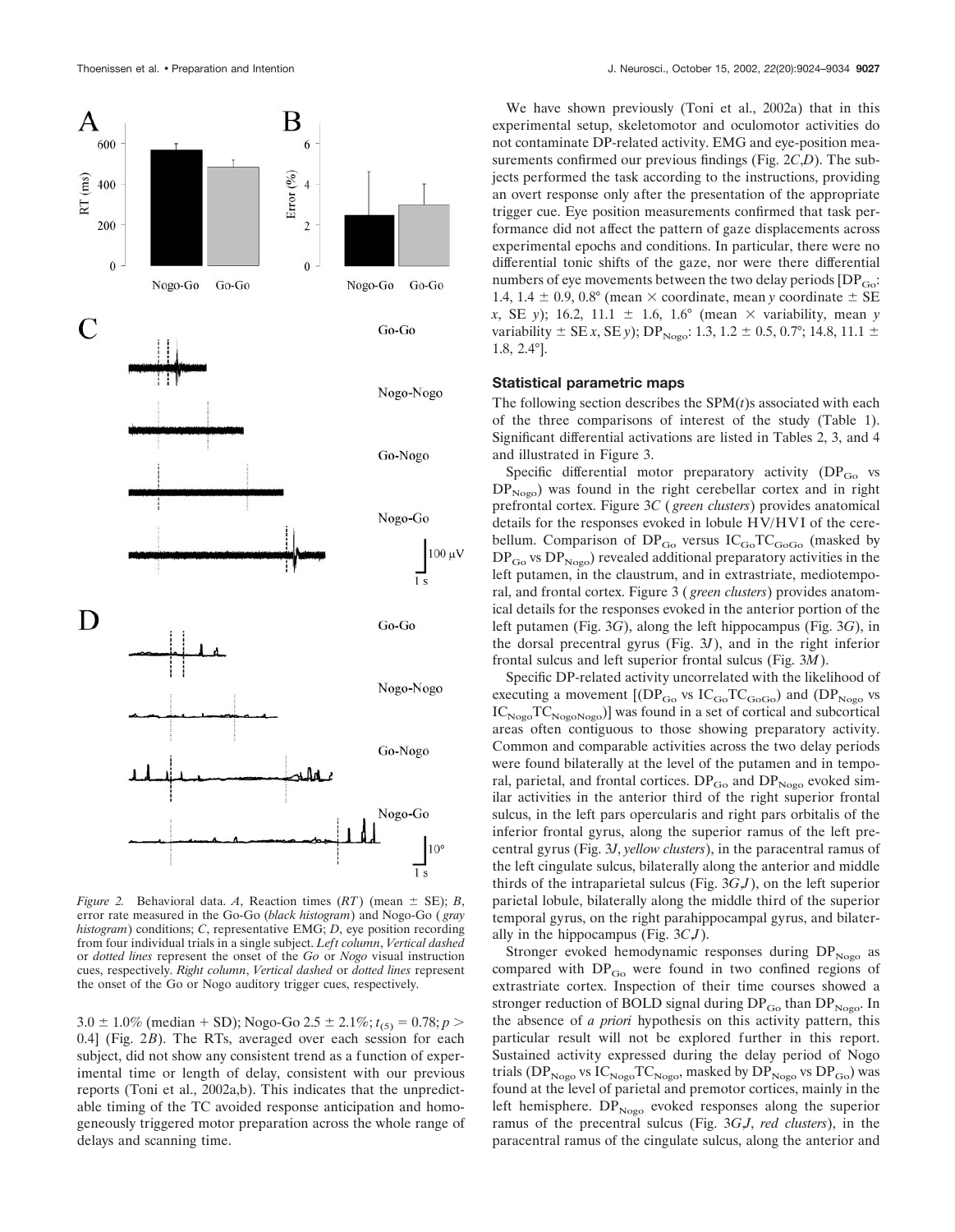*Figure 2.* Behavioral data. *A*, Reaction times (*RT*) (mean ± SE); *B*, error rate measured in the Go-Go (*black histogram*) and Nogo-Go (*gray histogram*) conditions; *C*, representative EMG; *D*, eye position recording from four individual trials in a single subject. *Left column*, *Vertical dashed* or *dotted lines* represent the onset of the *Go* or *Nogo* visual instruction cues, respectively. *Right column*, *Vertical dashed* or *dotted lines* represent the onset of the Go or Nogo auditory trigger cues, respectively.

3.0 ± 1.0% (median + SD); Nogo-Go 2.5 ± 2.1%; $t_{(5)} = 0.78$; $p > 0.4$] (Fig. 2*B*). The RTs, averaged over each session for each subject, did not show any consistent trend as a function of experimental time or length of delay, consistent with our previous reports (Toni et al., 2002a,b). This indicates that the unpredictable timing of the TC avoided response anticipation and homogeneously triggered motor preparation across the whole range of delays and scanning time.

We have shown previously (Toni et al., 2002a) that in this experimental setup, skeletomotor and oculomotor activities do not contaminate DP-related activity. EMG and eye-position measurements confirmed our previous findings (Fig. 2*C*,*D*). The subjects performed the task according to the instructions, providing an overt response only after the presentation of the appropriate trigger cue. Eye position measurements confirmed that task performance did not affect the pattern of gaze displacements across experimental epochs and conditions. In particular, there were no differential tonic shifts of the gaze, nor were there differential numbers of eye movements between the two delay periods [$DP_{Go}$: 1.4, 1.4 ± 0.9, 0.8° (mean × coordinate, mean *y* coordinate ± SE *x*, SE *y*); 16.2, 11.1 ± 1.6, 1.6° (mean × variability, mean *y* variability ± SE *x*, SE *y*); $DP_{Nogo}$: 1.3, 1.2 ± 0.5, 0.7°; 14.8, 11.1 ± 1.8, 2.4°].

### Statistical parametric maps

The following section describes the SPM(*t*)s associated with each of the three comparisons of interest of the study (Table 1). Significant differential activations are listed in Tables 2, 3, and 4 and illustrated in Figure 3.

Specific differential motor preparatory activity ($DP_{Go}$ vs $DP_{Nogo}$) was found in the right cerebellar cortex and in right prefrontal cortex. Figure 3*C* (*green clusters*) provides anatomical details for the responses evoked in lobule HV/HVI of the cerebellum. Comparison of $DP_{Go}$ versus $IC_{Go}TC_{GoGo}$ (masked by $DP_{Go}$ vs $DP_{Nogo}$) revealed additional preparatory activities in the left putamen, in the claustrum, and in extrastriate, mediotemporal, and frontal cortex. Figure 3 (*green clusters*) provides anatomical details for the responses evoked in the anterior portion of the left putamen (Fig. 3*G*), along the left hippocampus (Fig. 3*G*), in the dorsal precentral gyrus (Fig. 3*J*), and in the right inferior frontal sulcus and left superior frontal sulcus (Fig. 3*M*).

Specific DP-related activity uncorrelated with the likelihood of executing a movement [($DP_{Go}$ vs $IC_{Go}TC_{GoGo}$) and ($DP_{Nogo}$ vs $IC_{Nogo}TC_{NogoNogo}$)] was found in a set of cortical and subcortical areas often contiguous to those showing preparatory activity. Common and comparable activities across the two delay periods were found bilaterally at the level of the putamen and in temporal, parietal, and frontal cortices. $DP_{Go}$ and $DP_{Nogo}$ evoked similar activities in the anterior third of the right superior frontal sulcus, in the left pars opercularis and right pars orbitalis of the inferior frontal gyrus, along the superior ramus of the left precentral gyrus (Fig. 3*J*, *yellow clusters*), in the paracentral ramus of the left cingulate sulcus, bilaterally along the anterior and middle thirds of the intraparietal sulcus (Fig. 3*G*,*J*), on the left superior parietal lobule, bilaterally along the middle third of the superior temporal gyrus, on the right parahippocampal gyrus, and bilaterally in the hippocampus (Fig. 3*C*,*J*).

Stronger evoked hemodynamic responses during $DP_{Nogo}$ as compared with $DP_{Go}$ were found in two confined regions of extrastriate cortex. Inspection of their time courses showed a stronger reduction of BOLD signal during $DP_{Go}$ than $DP_{Nogo}$. In the absence of *a priori* hypothesis on this activity pattern, this particular result will not be explored further in this report. Sustained activity expressed during the delay period of Nogo trials ($DP_{Nogo}$ vs $IC_{Nogo}TC_{Nogo}$, masked by $DP_{Nogo}$ vs $DP_{Go}$) was found at the level of parietal and premotor cortices, mainly in the left hemisphere. $DP_{Nogo}$ evoked responses along the superior ramus of the precentral sulcus (Fig. 3*G*,*J*, *red clusters*), in the paracentral ramus of the cingulate sulcus, along the anterior and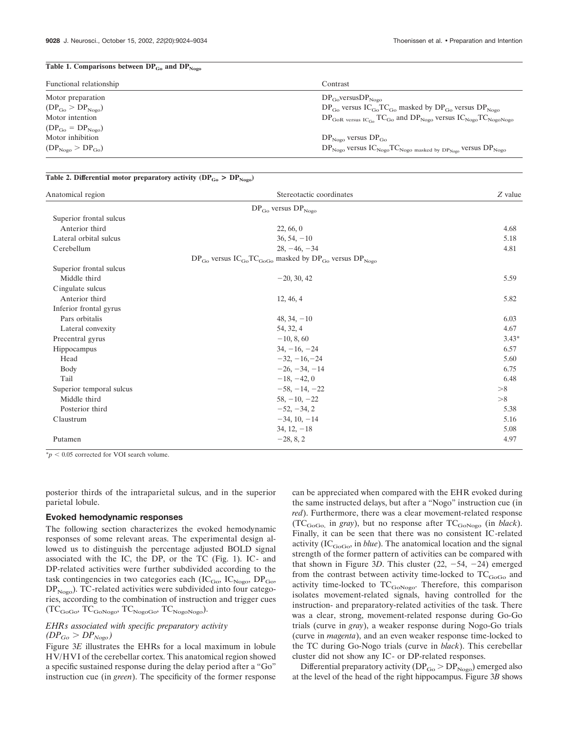**Table 1. Comparisons between $DP_{Go}$ and $DP_{Nogo}$**

| Functional relationship | Contrast |
|---|---|
| Motor preparation | $DP_{Go}$versus$DP_{Nogo}$ |
| ($DP_{Go} > DP_{Nogo}$) | $DP_{Go}$ versus $IC_{Go}TC_{Go}$ masked by $DP_{Go}$ versus $DP_{Nogo}$ |
| Motor intention | $DP_{GoR\ versus\ IC_{Go}}\ TC_{Go}$ and $DP_{Nogo}$ versus $IC_{Nogo}TC_{NogoNogo}$ |
| ($DP_{Go} = DP_{Nogo}$) | |
| Motor inhibition | $DP_{Nogo}$ versus $DP_{Go}$ |
| ($DP_{Nogo} > DP_{Go}$) | $DP_{Nogo}$ versus $IC_{Nogo}TC_{Nogo\ masked\ by\ DP_{Nogo}}$ versus $DP_{Nogo}$ |

**Table 2. Differential motor preparatory activity ($DP_{Go} > DP_{Nogo}$)**

| Anatomical region | Stereotactic coordinates | $Z$ value |
|---|---|---|
| | $DP_{Go}$ versus $DP_{Nogo}$ | |
| Superior frontal sulcus | | |
| Anterior third | 22, 66, 0 | 4.68 |
| Lateral orbital sulcus | 36, 54, −10 | 5.18 |
| Cerebellum | 28, −46, −34 | 4.81 |
| | $DP_{Go}$ versus $IC_{Go}TC_{GoGo}$ masked by $DP_{Go}$ versus $DP_{Nogo}$ | |
| Superior frontal sulcus | | |
| Middle third | −20, 30, 42 | 5.59 |
| Cingulate sulcus | | |
| Anterior third | 12, 46, 4 | 5.82 |
| Inferior frontal gyrus | | |
| Pars orbitalis | 48, 34, −10 | 6.03 |
| Lateral convexity | 54, 32, 4 | 4.67 |
| Precentral gyrus | −10, 8, 60 | 3.43* |
| Hippocampus | 34, −16, −24 | 6.57 |
| Head | −32, −16, −24 | 5.60 |
| Body | −26, −34, −14 | 6.75 |
| Tail | −18, −42, 0 | 6.48 |
| Superior temporal sulcus | −58, −14, −22 | >8 |
| Middle third | 58, −10, −22 | >8 |
| Posterior third | −52, −34, 2 | 5.38 |
| Claustrum | −34, 10, −14 | 5.16 |
| | 34, 12, −18 | 5.08 |
| Putamen | −28, 8, 2 | 4.97 |

*$p < 0.05$ corrected for VOI search volume.

posterior thirds of the intraparietal sulcus, and in the superior parietal lobule.

## Evoked hemodynamic responses

The following section characterizes the evoked hemodynamic responses of some relevant areas. The experimental design allowed us to distinguish the percentage adjusted BOLD signal associated with the IC, the DP, or the TC (Fig. 1). IC- and DP-related activities were further subdivided according to the task contingencies in two categories each ($IC_{Go}$, $IC_{Nogo}$, $DP_{Go}$, $DP_{Nogo}$). TC-related activities were subdivided into four categories, according to the combination of instruction and trigger cues ($TC_{GoGo}$, $TC_{GoNogo}$, $TC_{NogoGo}$, $TC_{NogoNogo}$).

### *EHRs associated with specific preparatory activity ($DP_{Go} > DP_{Nogo}$)*

Figure 3*E* illustrates the EHRs for a local maximum in lobule HV/HVI of the cerebellar cortex. This anatomical region showed a specific sustained response during the delay period after a "Go" instruction cue (in *green*). The specificity of the former response can be appreciated when compared with the EHR evoked during the same instructed delays, but after a "Nogo" instruction cue (in *red*). Furthermore, there was a clear movement-related response ($TC_{GoGo}$, in *gray*), but no response after $TC_{GoNogo}$ (in *black*). Finally, it can be seen that there was no consistent IC-related activity ($IC_{GoGo}$, in *blue*). The anatomical location and the signal strength of the former pattern of activities can be compared with that shown in Figure 3*D*. This cluster (22, −54, −24) emerged from the contrast between activity time-locked to $TC_{GoGo}$ and activity time-locked to $TC_{GoNogo}$. Therefore, this comparison isolates movement-related signals, having controlled for the instruction- and preparatory-related activities of the task. There was a clear, strong, movement-related response during Go-Go trials (curve in *gray*), a weaker response during Nogo-Go trials (curve in *magenta*), and an even weaker response time-locked to the TC during Go-Nogo trials (curve in *black*). This cerebellar cluster did not show any IC- or DP-related responses.

Differential preparatory activity ($DP_{Go} > DP_{Nogo}$) emerged also at the level of the head of the right hippocampus. Figure 3*B* shows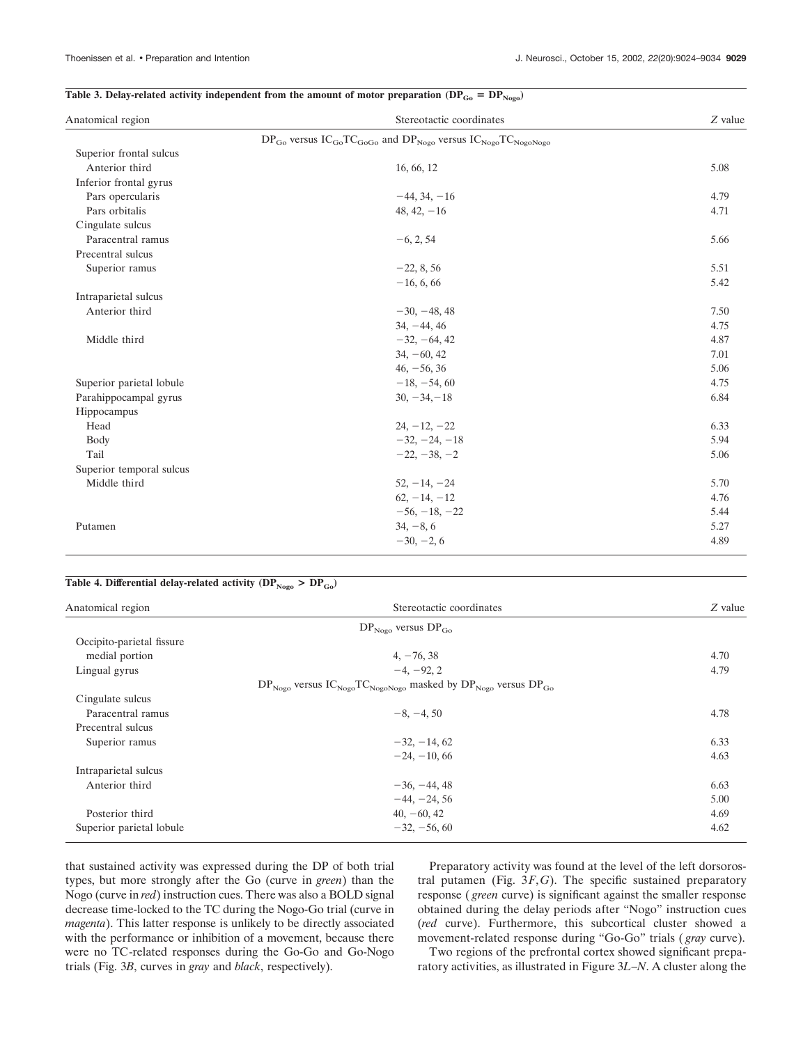**Table 3. Delay-related activity independent from the amount of motor preparation ($DP_{Go} = DP_{Nogo}$)**

| Anatomical region | Stereotactic coordinates | $Z$ value |
|---|---|---|
| | $DP_{Go}$ versus $IC_{Go}TC_{GoGo}$ and $DP_{Nogo}$ versus $IC_{Nogo}TC_{NogoNogo}$ | |
| Superior frontal sulcus | | |
| Anterior third | 16, 66, 12 | 5.08 |
| Inferior frontal gyrus | | |
| Pars opercularis | −44, 34, −16 | 4.79 |
| Pars orbitalis | 48, 42, −16 | 4.71 |
| Cingulate sulcus | | |
| Paracentral ramus | −6, 2, 54 | 5.66 |
| Precentral sulcus | | |
| Superior ramus | −22, 8, 56 | 5.51 |
| | −16, 6, 66 | 5.42 |
| Intraparietal sulcus | | |
| Anterior third | −30, −48, 48 | 7.50 |
| | 34, −44, 46 | 4.75 |
| Middle third | −32, −64, 42 | 4.87 |
| | 34, −60, 42 | 7.01 |
| | 46, −56, 36 | 5.06 |
| Superior parietal lobule | −18, −54, 60 | 4.75 |
| Parahippocampal gyrus | 30, −34, −18 | 6.84 |
| Hippocampus | | |
| Head | 24, −12, −22 | 6.33 |
| Body | −32, −24, −18 | 5.94 |
| Tail | −22, −38, −2 | 5.06 |
| Superior temporal sulcus | | |
| Middle third | 52, −14, −24 | 5.70 |
| | 62, −14, −12 | 4.76 |
| | −56, −18, −22 | 5.44 |
| Putamen | 34, −8, 6 | 5.27 |
| | −30, −2, 6 | 4.89 |

**Table 4. Differential delay-related activity ($DP_{Nogo} > DP_{Go}$)**

| Anatomical region | Stereotactic coordinates | $Z$ value |
|---|---|---|
| | $DP_{Nogo}$ versus $DP_{Go}$ | |
| Occipito-parietal fissure | | |
| medial portion | 4, −76, 38 | 4.70 |
| Lingual gyrus | −4, −92, 2 | 4.79 |
| | $DP_{Nogo}$ versus $IC_{Nogo}TC_{NogoNogo}$ masked by $DP_{Nogo}$ versus $DP_{Go}$ | |
| Cingulate sulcus | | |
| Paracentral ramus | −8, −4, 50 | 4.78 |
| Precentral sulcus | | |
| Superior ramus | −32, −14, 62 | 6.33 |
| | −24, −10, 66 | 4.63 |
| Intraparietal sulcus | | |
| Anterior third | −36, −44, 48 | 6.63 |
| | −44, −24, 56 | 5.00 |
| Posterior third | 40, −60, 42 | 4.69 |
| Superior parietal lobule | −32, −56, 60 | 4.62 |

that sustained activity was expressed during the DP of both trial types, but more strongly after the Go (curve in *green*) than the Nogo (curve in *red*) instruction cues. There was also a BOLD signal decrease time-locked to the TC during the Nogo-Go trial (curve in *magenta*). This latter response is unlikely to be directly associated with the performance or inhibition of a movement, because there were no TC-related responses during the Go-Go and Go-Nogo trials (Fig. 3*B*, curves in *gray* and *black*, respectively).

Preparatory activity was found at the level of the left dorsorostral putamen (Fig. 3*F,G*). The specific sustained preparatory response (*green* curve) is significant against the smaller response obtained during the delay periods after "Nogo" instruction cues (*red* curve). Furthermore, this subcortical cluster showed a movement-related response during "Go-Go" trials (*gray* curve).

Two regions of the prefrontal cortex showed significant preparatory activities, as illustrated in Figure 3*L–N*. A cluster along the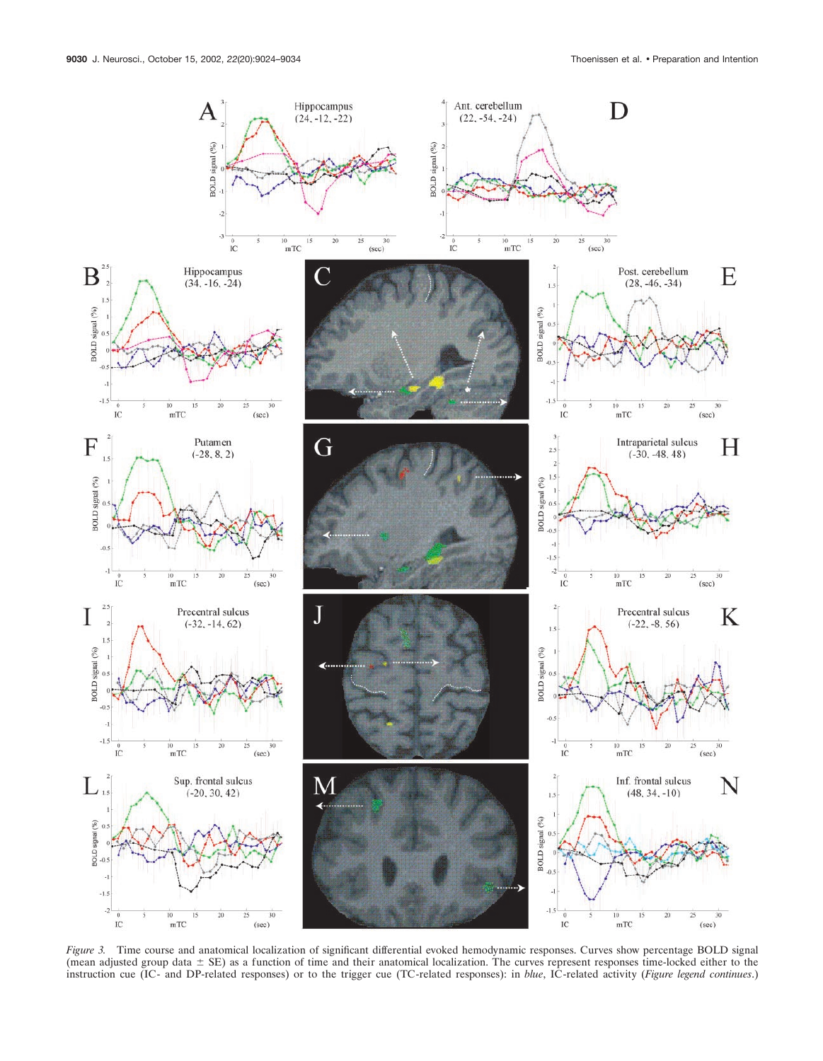*Figure 3.* Time course and anatomical localization of significant differential evoked hemodynamic responses. Curves show percentage BOLD signal (mean adjusted group data ± SE) as a function of time and their anatomical localization. The curves represent responses time-locked either to the instruction cue (IC- and DP-related responses) or to the trigger cue (TC-related responses): in *blue*, IC-related activity (*Figure legend continues*.)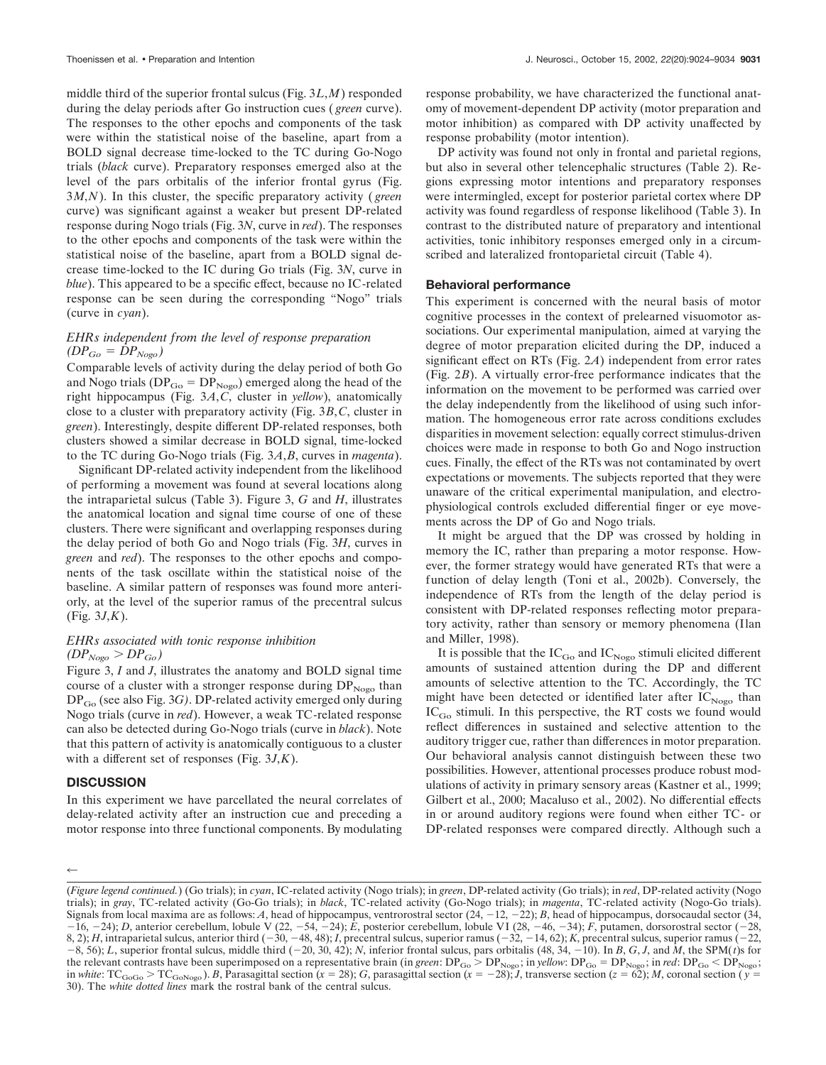middle third of the superior frontal sulcus (Fig. 3*L*,*M*) responded during the delay periods after Go instruction cues (*green* curve). The responses to the other epochs and components of the task were within the statistical noise of the baseline, apart from a BOLD signal decrease time-locked to the TC during Go-Nogo trials (*black* curve). Preparatory responses emerged also at the level of the pars orbitalis of the inferior frontal gyrus (Fig. 3*M*,*N*). In this cluster, the specific preparatory activity (*green* curve) was significant against a weaker but present DP-related response during Nogo trials (Fig. 3*N*, curve in *red*). The responses to the other epochs and components of the task were within the statistical noise of the baseline, apart from a BOLD signal decrease time-locked to the IC during Go trials (Fig. 3*N*, curve in *blue*). This appeared to be a specific effect, because no IC-related response can be seen during the corresponding "Nogo" trials (curve in *cyan*).

### *EHRs independent from the level of response preparation ($DP_{Go} = DP_{Nogo}$)*

Comparable levels of activity during the delay period of both Go and Nogo trials ($DP_{Go} = DP_{Nogo}$) emerged along the head of the right hippocampus (Fig. 3*A*,*C*, cluster in *yellow*), anatomically close to a cluster with preparatory activity (Fig. 3*B*,*C*, cluster in *green*). Interestingly, despite different DP-related responses, both clusters showed a similar decrease in BOLD signal, time-locked to the TC during Go-Nogo trials (Fig. 3*A*,*B*, curves in *magenta*).

Significant DP-related activity independent from the likelihood of performing a movement was found at several locations along the intraparietal sulcus (Table 3). Figure 3, *G* and *H*, illustrates the anatomical location and signal time course of one of these clusters. There were significant and overlapping responses during the delay period of both Go and Nogo trials (Fig. 3*H*, curves in *green* and *red*). The responses to the other epochs and components of the task oscillate within the statistical noise of the baseline. A similar pattern of responses was found more anteriorly, at the level of the superior ramus of the precentral sulcus (Fig. 3*J*,*K*).

### *EHRs associated with tonic response inhibition ($DP_{Nogo} > DP_{Go}$)*

Figure 3, *I* and *J*, illustrates the anatomy and BOLD signal time course of a cluster with a stronger response during $DP_{Nogo}$ than $DP_{Go}$ (see also Fig. 3*G*). DP-related activity emerged only during Nogo trials (curve in *red*). However, a weak TC-related response can also be detected during Go-Nogo trials (curve in *black*). Note that this pattern of activity is anatomically contiguous to a cluster with a different set of responses (Fig. 3*J*,*K*).

## DISCUSSION

In this experiment we have parcellated the neural correlates of delay-related activity after an instruction cue and preceding a motor response into three functional components. By modulating response probability, we have characterized the functional anatomy of movement-dependent DP activity (motor preparation and motor inhibition) as compared with DP activity unaffected by response probability (motor intention).

DP activity was found not only in frontal and parietal regions, but also in several other telencephalic structures (Table 2). Regions expressing motor intentions and preparatory responses were intermingled, except for posterior parietal cortex where DP activity was found regardless of response likelihood (Table 3). In contrast to the distributed nature of preparatory and intentional activities, tonic inhibitory responses emerged only in a circumscribed and lateralized frontoparietal circuit (Table 4).

### Behavioral performance

This experiment is concerned with the neural basis of motor cognitive processes in the context of prelearned visuomotor associations. Our experimental manipulation, aimed at varying the degree of motor preparation elicited during the DP, induced a significant effect on RTs (Fig. 2*A*) independent from error rates (Fig. 2*B*). A virtually error-free performance indicates that the information on the movement to be performed was carried over the delay independently from the likelihood of using such information. The homogeneous error rate across conditions excludes disparities in movement selection: equally correct stimulus-driven choices were made in response to both Go and Nogo instruction cues. Finally, the effect of the RTs was not contaminated by overt expectations or movements. The subjects reported that they were unaware of the critical experimental manipulation, and electrophysiological controls excluded differential finger or eye movements across the DP of Go and Nogo trials.

It might be argued that the DP was crossed by holding in memory the IC, rather than preparing a motor response. However, the former strategy would have generated RTs that were a function of delay length (Toni et al., 2002b). Conversely, the independence of RTs from the length of the delay period is consistent with DP-related responses reflecting motor preparatory activity, rather than sensory or memory phenomena (Ilan and Miller, 1998).

It is possible that the $IC_{Go}$ and $IC_{Nogo}$ stimuli elicited different amounts of sustained attention during the DP and different amounts of selective attention to the TC. Accordingly, the TC might have been detected or identified later after $IC_{Nogo}$ than $IC_{Go}$ stimuli. In this perspective, the RT costs we found would reflect differences in sustained and selective attention to the auditory trigger cue, rather than differences in motor preparation. Our behavioral analysis cannot distinguish between these two possibilities. However, attentional processes produce robust modulations of activity in primary sensory areas (Kastner et al., 1999; Gilbert et al., 2000; Macaluso et al., 2002). No differential effects in or around auditory regions were found when either TC- or DP-related responses were compared directly. Although such a

←

(*Figure legend continued.*) (Go trials); in *cyan*, IC-related activity (Nogo trials); in *green*, DP-related activity (Go trials); in *red*, DP-related activity (Nogo trials); in *gray*, TC-related activity (Go-Go trials); in *black*, TC-related activity (Go-Nogo trials); in *magenta*, TC-related activity (Nogo-Go trials). Signals from local maxima are as follows: *A*, head of hippocampus, ventrorostral sector (24, −12, −22); *B*, head of hippocampus, dorsocaudal sector (34, −16, −24); *D*, anterior cerebellum, lobule V (22, −54, −24); *E*, posterior cerebellum, lobule VI (28, −46, −34); *F*, putamen, dorsorostral sector (−28, 8, 2); *H*, intraparietal sulcus, anterior third (−30, −48, 48); *I*, precentral sulcus, superior ramus (−32, −14, 62); *K*, precentral sulcus, superior ramus (−22, −8, 56); *L*, superior frontal sulcus, middle third (−20, 30, 42); *N*, inferior frontal sulcus, pars orbitalis (48, 34, −10). In *B*, *G*, *J*, and *M*, the SPM($t$)s for the relevant contrasts have been superimposed on a representative brain (in *green*: $DP_{Go} > DP_{Nogo}$; in *yellow*: $DP_{Go} = DP_{Nogo}$; in *red*: $DP_{Go} < DP_{Nogo}$; in *white*: $TC_{GoGo} > TC_{GoNogo}$). *B*, Parasagittal section ($x = 28$); *G*, parasagittal section ($x = -28$); *J*, transverse section ($z = 62$); *M*, coronal section ($y = 30$). The *white dotted lines* mark the rostral bank of the central sulcus.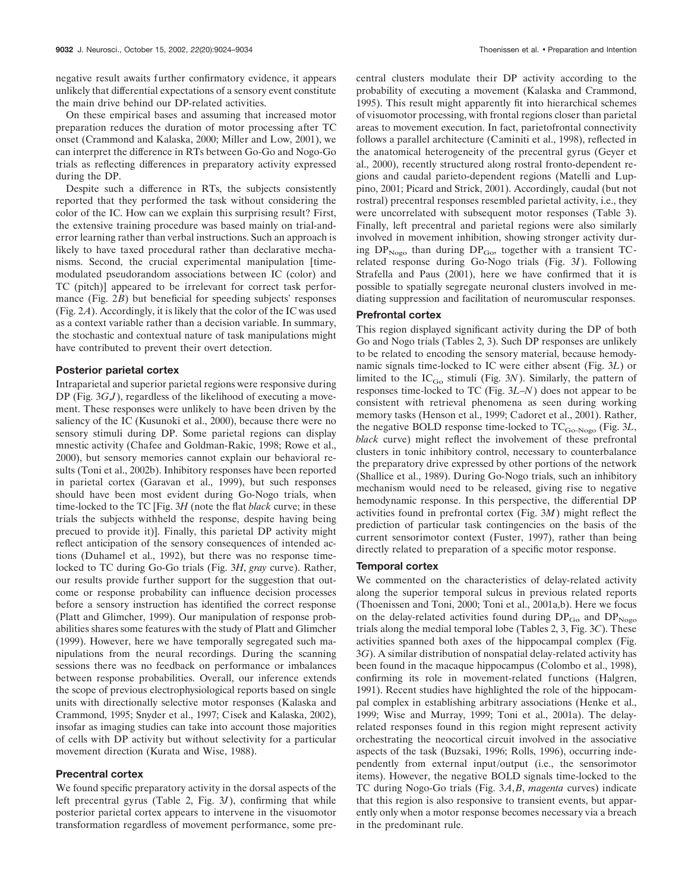negative result awaits further confirmatory evidence, it appears unlikely that differential expectations of a sensory event constitute the main drive behind our DP-related activities.

On these empirical bases and assuming that increased motor preparation reduces the duration of motor processing after TC onset (Crammond and Kalaska, 2000; Miller and Low, 2001), we can interpret the difference in RTs between Go-Go and Nogo-Go trials as reflecting differences in preparatory activity expressed during the DP.

Despite such a difference in RTs, the subjects consistently reported that they performed the task without considering the color of the IC. How can we explain this surprising result? First, the extensive training procedure was based mainly on trial-and-error learning rather than verbal instructions. Such an approach is likely to have taxed procedural rather than declarative mechanisms. Second, the crucial experimental manipulation [time-modulated pseudorandom associations between IC (color) and TC (pitch)] appeared to be irrelevant for correct task performance (Fig. 2*B*) but beneficial for speeding subjects' responses (Fig. 2*A*). Accordingly, it is likely that the color of the IC was used as a context variable rather than a decision variable. In summary, the stochastic and contextual nature of task manipulations might have contributed to prevent their overt detection.

### Posterior parietal cortex

Intraparietal and superior parietal regions were responsive during DP (Fig. 3*G,J*), regardless of the likelihood of executing a movement. These responses were unlikely to have been driven by the saliency of the IC (Kusunoki et al., 2000), because there were no sensory stimuli during DP. Some parietal regions can display mnestic activity (Chafee and Goldman-Rakic, 1998; Rowe et al., 2000), but sensory memories cannot explain our behavioral results (Toni et al., 2002b). Inhibitory responses have been reported in parietal cortex (Garavan et al., 1999), but such responses should have been most evident during Go-Nogo trials, when time-locked to the TC [Fig. 3*H* (note the flat *black* curve; in these trials the subjects withheld the response, despite having been precued to provide it)]. Finally, this parietal DP activity might reflect anticipation of the sensory consequences of intended actions (Duhamel et al., 1992), but there was no response time-locked to TC during Go-Go trials (Fig. 3*H*, *gray* curve). Rather, our results provide further support for the suggestion that outcome or response probability can influence decision processes before a sensory instruction has identified the correct response (Platt and Glimcher, 1999). Our manipulation of response probabilities shares some features with the study of Platt and Glimcher (1999). However, here we have temporally segregated such manipulations from the neural recordings. During the scanning sessions there was no feedback on performance or imbalances between response probabilities. Overall, our inference extends the scope of previous electrophysiological reports based on single units with directionally selective motor responses (Kalaska and Crammond, 1995; Snyder et al., 1997; Cisek and Kalaska, 2002), insofar as imaging studies can take into account those majorities of cells with DP activity but without selectivity for a particular movement direction (Kurata and Wise, 1988).

### Precentral cortex

We found specific preparatory activity in the dorsal aspects of the left precentral gyrus (Table 2, Fig. 3*I*), confirming that while posterior parietal cortex appears to intervene in the visuomotor transformation regardless of movement performance, some precentral clusters modulate their DP activity according to the probability of executing a movement (Kalaska and Crammond, 1995). This result might apparently fit into hierarchical schemes of visuomotor processing, with frontal regions closer than parietal areas to movement execution. In fact, parietofrontal connectivity follows a parallel architecture (Caminiti et al., 1998), reflected in the anatomical heterogeneity of the precentral gyrus (Geyer et al., 2000), recently structured along rostral fronto-dependent regions and caudal parieto-dependent regions (Matelli and Luppino, 2001; Picard and Strick, 2001). Accordingly, caudal (but not rostral) precentral responses resembled parietal activity, i.e., they were uncorrelated with subsequent motor responses (Table 3). Finally, left precentral and parietal regions were also similarly involved in movement inhibition, showing stronger activity during $DP_{Nogo}$ than during $DP_{Go}$, together with a transient TC-related response during Go-Nogo trials (Fig. 3*I*). Following Strafella and Paus (2001), here we have confirmed that it is possible to spatially segregate neuronal clusters involved in mediating suppression and facilitation of neuromuscular responses.

### Prefrontal cortex

This region displayed significant activity during the DP of both Go and Nogo trials (Tables 2, 3). Such DP responses are unlikely to be related to encoding the sensory material, because hemodynamic signals time-locked to IC were either absent (Fig. 3*L*) or limited to the $IC_{Go}$ stimuli (Fig. 3*N*). Similarly, the pattern of responses time-locked to TC (Fig. 3*L–N*) does not appear to be consistent with retrieval phenomena as seen during working memory tasks (Henson et al., 1999; Cadoret et al., 2001). Rather, the negative BOLD response time-locked to $TC_{Go\text{-}Nogo}$ (Fig. 3*L*, *black* curve) might reflect the involvement of these prefrontal clusters in tonic inhibitory control, necessary to counterbalance the preparatory drive expressed by other portions of the network (Shallice et al., 1989). During Go-Nogo trials, such an inhibitory mechanism would need to be released, giving rise to negative hemodynamic response. In this perspective, the differential DP activities found in prefrontal cortex (Fig. 3*M*) might reflect the prediction of particular task contingencies on the basis of the current sensorimotor context (Fuster, 1997), rather than being directly related to preparation of a specific motor response.

### Temporal cortex

We commented on the characteristics of delay-related activity along the superior temporal sulcus in previous related reports (Thoenissen and Toni, 2000; Toni et al., 2001a,b). Here we focus on the delay-related activities found during $DP_{Go}$ and $DP_{Nogo}$ trials along the medial temporal lobe (Tables 2, 3, Fig. 3*C*). These activities spanned both axes of the hippocampal complex (Fig. 3*G*). A similar distribution of nonspatial delay-related activity has been found in the macaque hippocampus (Colombo et al., 1998), confirming its role in movement-related functions (Halgren, 1991). Recent studies have highlighted the role of the hippocampal complex in establishing arbitrary associations (Henke et al., 1999; Wise and Murray, 1999; Toni et al., 2001a). The delay-related responses found in this region might represent activity orchestrating the neocortical circuit involved in the associative aspects of the task (Buzsaki, 1996; Rolls, 1996), occurring independently from external input/output (i.e., the sensorimotor items). However, the negative BOLD signals time-locked to the TC during Nogo-Go trials (Fig. 3*A,B*, *magenta* curves) indicate that this region is also responsive to transient events, but apparently only when a motor response becomes necessary via a breach in the predominant rule.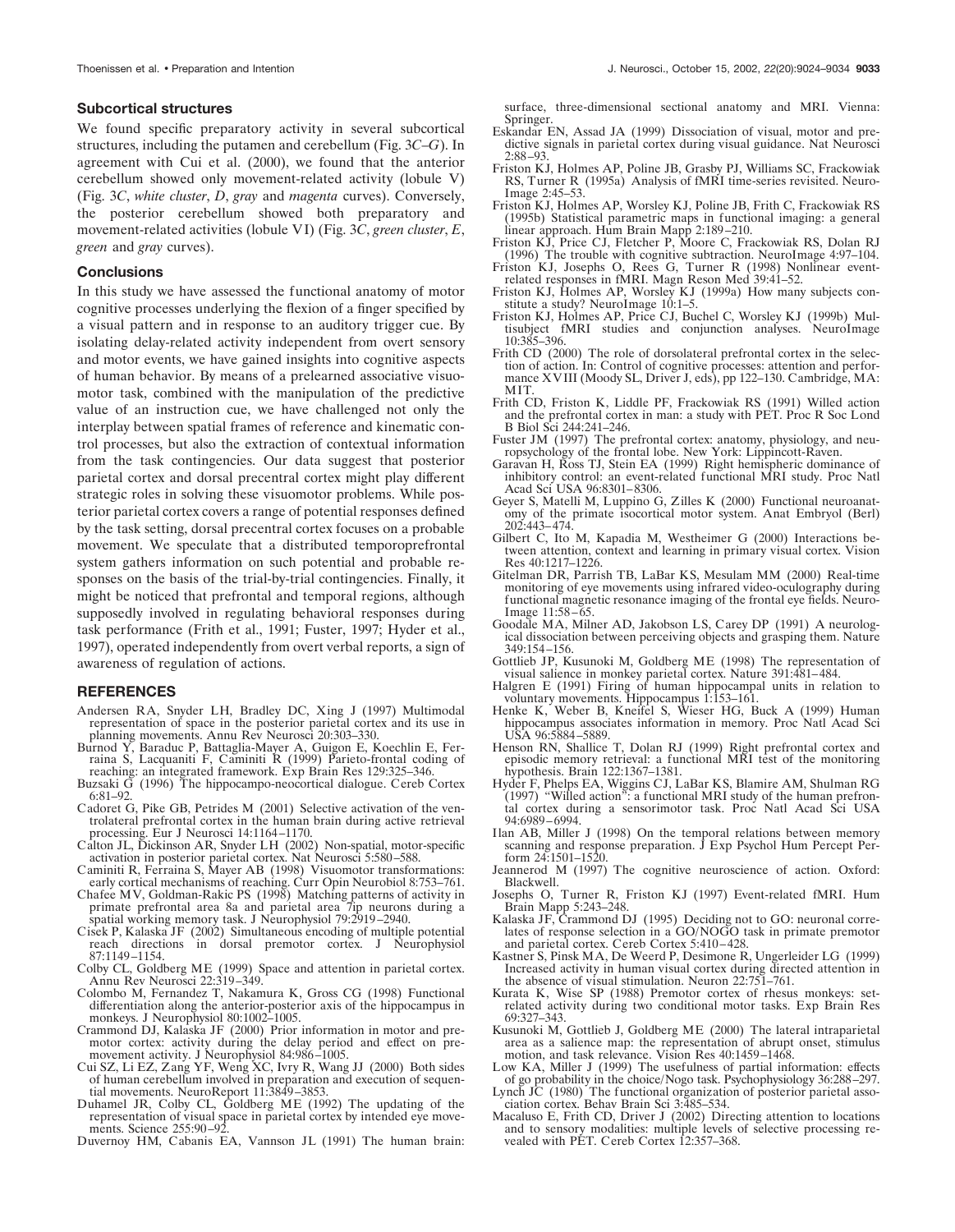### Subcortical structures

We found specific preparatory activity in several subcortical structures, including the putamen and cerebellum (Fig. 3*C–G*). In agreement with Cui et al. (2000), we found that the anterior cerebellum showed only movement-related activity (lobule V) (Fig. 3*C*, *white cluster*, *D*, *gray* and *magenta* curves). Conversely, the posterior cerebellum showed both preparatory and movement-related activities (lobule VI) (Fig. 3*C*, *green cluster*, *E*, *green* and *gray* curves).

### Conclusions

In this study we have assessed the functional anatomy of motor cognitive processes underlying the flexion of a finger specified by a visual pattern and in response to an auditory trigger cue. By isolating delay-related activity independent from overt sensory and motor events, we have gained insights into cognitive aspects of human behavior. By means of a prelearned associative visuomotor task, combined with the manipulation of the predictive value of an instruction cue, we have challenged not only the interplay between spatial frames of reference and kinematic control processes, but also the extraction of contextual information from the task contingencies. Our data suggest that posterior parietal cortex and dorsal precentral cortex might play different strategic roles in solving these visuomotor problems. While posterior parietal cortex covers a range of potential responses defined by the task setting, dorsal precentral cortex focuses on a probable movement. We speculate that a distributed temporoprefrontal system gathers information on such potential and probable responses on the basis of the trial-by-trial contingencies. Finally, it might be noticed that prefrontal and temporal regions, although supposedly involved in regulating behavioral responses during task performance (Frith et al., 1991; Fuster, 1997; Hyder et al., 1997), operated independently from overt verbal reports, a sign of awareness of regulation of actions.

## REFERENCES

Andersen RA, Snyder LH, Bradley DC, Xing J (1997) Multimodal representation of space in the posterior parietal cortex and its use in planning movements. Annu Rev Neurosci 20:303–330.

Burnod Y, Baraduc P, Battaglia-Mayer A, Guigon E, Koechlin E, Ferraina S, Lacquaniti F, Caminiti R (1999) Parieto-frontal coding of reaching: an integrated framework. Exp Brain Res 129:325–346.

Buzsaki G (1996) The hippocampo-neocortical dialogue. Cereb Cortex 6:81–92.

Cadoret G, Pike GB, Petrides M (2001) Selective activation of the ventrolateral prefrontal cortex in the human brain during active retrieval processing. Eur J Neurosci 14:1164–1170.

Calton JL, Dickinson AR, Snyder LH (2002) Non-spatial, motor-specific activation in posterior parietal cortex. Nat Neurosci 5:580–588.

Caminiti R, Ferraina S, Mayer AB (1998) Visuomotor transformations: early cortical mechanisms of reaching. Curr Opin Neurobiol 8:753–761.

Chafee MV, Goldman-Rakic PS (1998) Matching patterns of activity in primate prefrontal area 8a and parietal area 7ip neurons during a spatial working memory task. J Neurophysiol 79:2919–2940.

Cisek P, Kalaska JF (2002) Simultaneous encoding of multiple potential reach directions in dorsal premotor cortex. J Neurophysiol 87:1149–1154.

Colby CL, Goldberg ME (1999) Space and attention in parietal cortex. Annu Rev Neurosci 22:319–349.

Colombo M, Fernandez T, Nakamura K, Gross CG (1998) Functional differentiation along the anterior-posterior axis of the hippocampus in monkeys. J Neurophysiol 80:1002–1005.

Crammond DJ, Kalaska JF (2000) Prior information in motor and premotor cortex: activity during the delay period and effect on pre-movement activity. J Neurophysiol 84:986–1005.

Cui SZ, Li EZ, Zang YF, Weng XC, Ivry R, Wang JJ (2000) Both sides of human cerebellum involved in preparation and execution of sequential movements. NeuroReport 11:3849–3853.

Duhamel JR, Colby CL, Goldberg ME (1992) The updating of the representation of visual space in parietal cortex by intended eye movements. Science 255:90–92.

Duvernoy HM, Cabanis EA, Vannson JL (1991) The human brain: surface, three-dimensional sectional anatomy and MRI. Vienna: Springer.

Eskandar EN, Assad JA (1999) Dissociation of visual, motor and predictive signals in parietal cortex during visual guidance. Nat Neurosci 2:88–93.

Friston KJ, Holmes AP, Poline JB, Grasby PJ, Williams SC, Frackowiak RS, Turner R (1995a) Analysis of fMRI time-series revisited. NeuroImage 2:45–53.

Friston KJ, Holmes AP, Worsley KJ, Poline JB, Frith C, Frackowiak RS (1995b) Statistical parametric maps in functional imaging: a general linear approach. Hum Brain Mapp 2:189–210.

Friston KJ, Price CJ, Fletcher P, Moore C, Frackowiak RS, Dolan RJ (1996) The trouble with cognitive subtraction. NeuroImage 4:97–104.

Friston KJ, Josephs O, Rees G, Turner R (1998) Nonlinear event-related responses in fMRI. Magn Reson Med 39:41–52.

Friston KJ, Holmes AP, Worsley KJ (1999a) How many subjects constitute a study? NeuroImage 10:1–5.

Friston KJ, Holmes AP, Price CJ, Buchel C, Worsley KJ (1999b) Multisubject fMRI studies and conjunction analyses. NeuroImage 10:385–396.

Frith CD (2000) The role of dorsolateral prefrontal cortex in the selection of action. In: Control of cognitive processes: attention and performance XVIII (Moody SL, Driver J, eds), pp 122–130. Cambridge, MA: MIT.

Frith CD, Friston K, Liddle PF, Frackowiak RS (1991) Willed action and the prefrontal cortex in man: a study with PET. Proc R Soc Lond B Biol Sci 244:241–246.

Fuster JM (1997) The prefrontal cortex: anatomy, physiology, and neuropsychology of the frontal lobe. New York: Lippincott-Raven.

Garavan H, Ross TJ, Stein EA (1999) Right hemispheric dominance of inhibitory control: an event-related functional MRI study. Proc Natl Acad Sci USA 96:8301–8306.

Geyer S, Matelli M, Luppino G, Zilles K (2000) Functional neuroanatomy of the primate isocortical motor system. Anat Embryol (Berl) 202:443–474.

Gilbert C, Ito M, Kapadia M, Westheimer G (2000) Interactions between attention, context and learning in primary visual cortex. Vision Res 40:1217–1226.

Gitelman DR, Parrish TB, LaBar KS, Mesulam MM (2000) Real-time monitoring of eye movements using infrared video-oculography during functional magnetic resonance imaging of the frontal eye fields. NeuroImage 11:58–65.

Goodale MA, Milner AD, Jakobson LS, Carey DP (1991) A neurological dissociation between perceiving objects and grasping them. Nature 349:154–156.

Gottlieb JP, Kusunoki M, Goldberg ME (1998) The representation of visual salience in monkey parietal cortex. Nature 391:481–484.

Halgren E (1991) Firing of human hippocampal units in relation to voluntary movements. Hippocampus 1:153–161.

Henke K, Weber B, Kneifel S, Wieser HG, Buck A (1999) Human hippocampus associates information in memory. Proc Natl Acad Sci USA 96:5884–5889.

Henson RN, Shallice T, Dolan RJ (1999) Right prefrontal cortex and episodic memory retrieval: a functional MRI test of the monitoring hypothesis. Brain 122:1367–1381.

Hyder F, Phelps EA, Wiggins CJ, LaBar KS, Blamire AM, Shulman RG (1997) "Willed action": a functional MRI study of the human prefrontal cortex during a sensorimotor task. Proc Natl Acad Sci USA 94:6989–6994.

Ilan AB, Miller J (1998) On the temporal relations between memory scanning and response preparation. J Exp Psychol Hum Percept Perform 24:1501–1520.

Jeannerod M (1997) The cognitive neuroscience of action. Oxford: Blackwell.

Josephs O, Turner R, Friston KJ (1997) Event-related fMRI. Hum Brain Mapp 5:243–248.

Kalaska JF, Crammond DJ (1995) Deciding not to GO: neuronal correlates of response selection in a GO/NOGO task in primate premotor and parietal cortex. Cereb Cortex 5:410–428.

Kastner S, Pinsk MA, De Weerd P, Desimone R, Ungerleider LG (1999) Increased activity in human visual cortex during directed attention in the absence of visual stimulation. Neuron 22:751–761.

Kurata K, Wise SP (1988) Premotor cortex of rhesus monkeys: set-related activity during two conditional motor tasks. Exp Brain Res 69:327–343.

Kusunoki M, Gottlieb J, Goldberg ME (2000) The lateral intraparietal area as a salience map: the representation of abrupt onset, stimulus motion, and task relevance. Vision Res 40:1459–1468.

Low KA, Miller J (1999) The usefulness of partial information: effects of go probability in the choice/Nogo task. Psychophysiology 36:288–297.

Lynch JC (1980) The functional organization of posterior parietal association cortex. Behav Brain Sci 3:485–534.

Macaluso E, Frith CD, Driver J (2002) Directing attention to locations and to sensory modalities: multiple levels of selective processing revealed with PET. Cereb Cortex 12:357–368.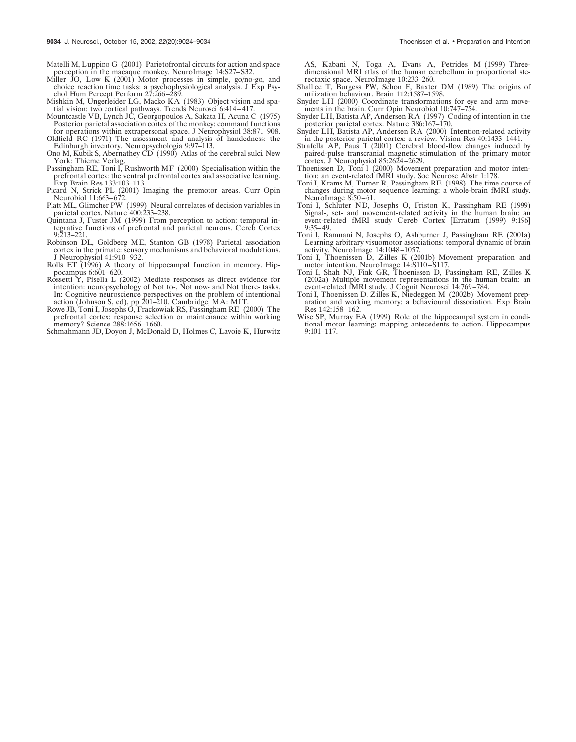Matelli M, Luppino G (2001) Parietofrontal circuits for action and space perception in the macaque monkey. NeuroImage 14:S27–S32.

Miller JO, Low K (2001) Motor processes in simple, go/no-go, and choice reaction time tasks: a psychophysiological analysis. J Exp Psychol Hum Percept Perform 27:266–289.

Mishkin M, Ungerleider LG, Macko KA (1983) Object vision and spatial vision: two cortical pathways. Trends Neurosci 6:414–417.

Mountcastle VB, Lynch JC, Georgopoulos A, Sakata H, Acuna C (1975) Posterior parietal association cortex of the monkey: command functions for operations within extrapersonal space. J Neurophysiol 38:871–908.

Oldfield RC (1971) The assessment and analysis of handedness: the Edinburgh inventory. Neuropsychologia 9:97–113.

Ono M, Kubik S, Abernathey CD (1990) Atlas of the cerebral sulci. New York: Thieme Verlag.

Passingham RE, Toni I, Rushworth MF (2000) Specialisation within the prefrontal cortex: the ventral prefrontal cortex and associative learning. Exp Brain Res 133:103–113.

Picard N, Strick PL (2001) Imaging the premotor areas. Curr Opin Neurobiol 11:663–672.

Platt ML, Glimcher PW (1999) Neural correlates of decision variables in parietal cortex. Nature 400:233–238.

Quintana J, Fuster JM (1999) From perception to action: temporal integrative functions of prefrontal and parietal neurons. Cereb Cortex 9:213–221.

Robinson DL, Goldberg ME, Stanton GB (1978) Parietal association cortex in the primate: sensory mechanisms and behavioral modulations. J Neurophysiol 41:910–932.

Rolls ET (1996) A theory of hippocampal function in memory. Hippocampus 6:601–620.

Rossetti Y, Pisella L (2002) Mediate responses as direct evidence for intention: neuropsychology of Not to-, Not now- and Not there- tasks. In: Cognitive neuroscience perspectives on the problem of intentional action (Johnson S, ed), pp 201–210. Cambridge, MA: MIT.

Rowe JB, Toni I, Josephs O, Frackowiak RS, Passingham RE (2000) The prefrontal cortex: response selection or maintenance within working memory? Science 288:1656–1660.

Schmahmann JD, Doyon J, McDonald D, Holmes C, Lavoie K, Hurwitz AS, Kabani N, Toga A, Evans A, Petrides M (1999) Three-dimensional MRI atlas of the human cerebellum in proportional stereotaxic space. NeuroImage 10:233–260.

Shallice T, Burgess PW, Schon F, Baxter DM (1989) The origins of utilization behaviour. Brain 112:1587–1598.

Snyder LH (2000) Coordinate transformations for eye and arm movements in the brain. Curr Opin Neurobiol 10:747–754.

Snyder LH, Batista AP, Andersen RA (1997) Coding of intention in the posterior parietal cortex. Nature 386:167–170.

Snyder LH, Batista AP, Andersen RA (2000) Intention-related activity in the posterior parietal cortex: a review. Vision Res 40:1433–1441.

Strafella AP, Paus T (2001) Cerebral blood-flow changes induced by paired-pulse transcranial magnetic stimulation of the primary motor cortex. J Neurophysiol 85:2624–2629.

Thoenissen D, Toni I (2000) Movement preparation and motor intention: an event-related fMRI study. Soc Neurosc Abstr 1:178.

Toni I, Krams M, Turner R, Passingham RE (1998) The time course of changes during motor sequence learning: a whole-brain fMRI study. NeuroImage 8:50–61.

Toni I, Schluter ND, Josephs O, Friston K, Passingham RE (1999) Signal-, set- and movement-related activity in the human brain: an event-related fMRI study Cereb Cortex [Erratum (1999) 9:196] 9:35–49.

Toni I, Ramnani N, Josephs O, Ashburner J, Passingham RE (2001a) Learning arbitrary visuomotor associations: temporal dynamic of brain activity. NeuroImage 14:1048–1057.

Toni I, Thoenissen D, Zilles K (2001b) Movement preparation and motor intention. NeuroImage 14:S110–S117.

Toni I, Shah NJ, Fink GR, Thoenissen D, Passingham RE, Zilles K (2002a) Multiple movement representations in the human brain: an event-related fMRI study. J Cognit Neurosci 14:769–784.

Toni I, Thoenissen D, Zilles K, Niedeggen M (2002b) Movement preparation and working memory: a behavioural dissociation. Exp Brain Res 142:158–162.

Wise SP, Murray EA (1999) Role of the hippocampal system in conditional motor learning: mapping antecedents to action. Hippocampus 9:101–117.